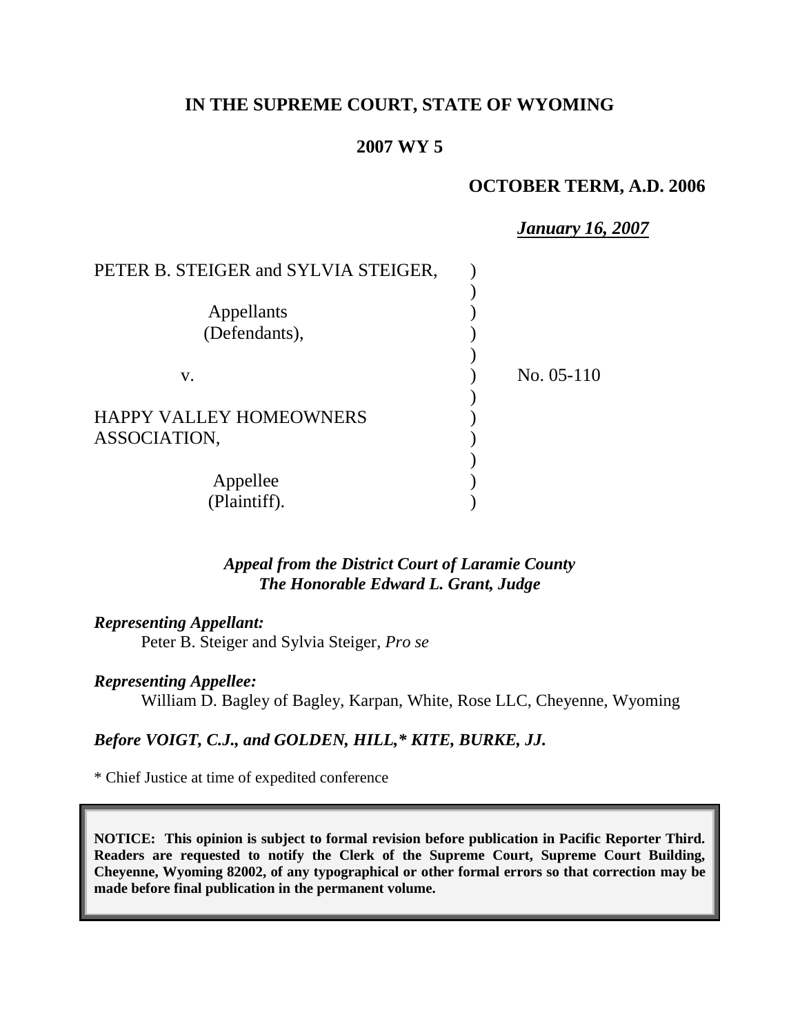**IN THE SUPREME COURT, STATE OF WYOMING**

**2007 WY 5**

**OCTOBER TERM, A.D. 2006**

***January 16, 2007***

| | |
|---|---|
| PETER B. STEIGER and SYLVIA STEIGER,<br><br>Appellants<br>(Defendants),<br><br>v.<br><br>HAPPY VALLEY HOMEOWNERS ASSOCIATION,<br><br>Appellee<br>(Plaintiff). | No. 05-110 |

***Appeal from the District Court of Laramie County***
***The Honorable Edward L. Grant, Judge***

***Representing Appellant:***
Peter B. Steiger and Sylvia Steiger, *Pro se*

***Representing Appellee:***
William D. Bagley of Bagley, Karpan, White, Rose LLC, Cheyenne, Wyoming

***Before VOIGT, C.J., and GOLDEN, HILL,\* KITE, BURKE, JJ.***

\* Chief Justice at time of expedited conference

**NOTICE: This opinion is subject to formal revision before publication in Pacific Reporter Third. Readers are requested to notify the Clerk of the Supreme Court, Supreme Court Building, Cheyenne, Wyoming 82002, of any typographical or other formal errors so that correction may be made before final publication in the permanent volume.**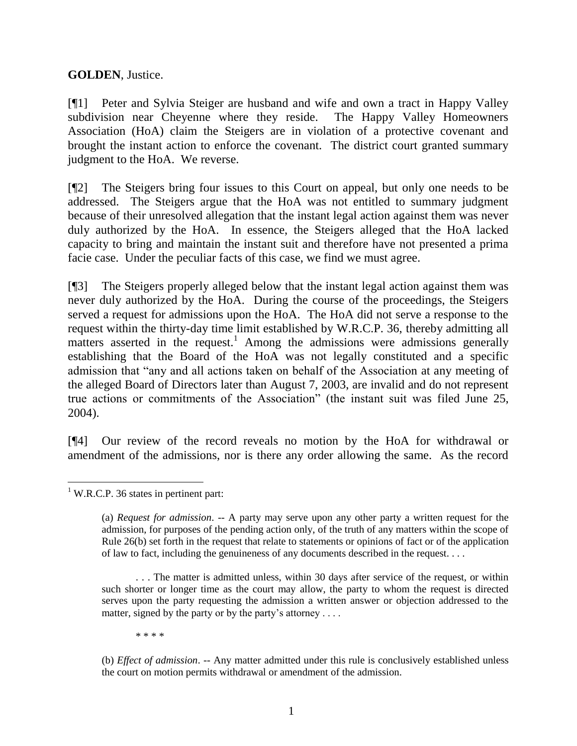**GOLDEN**, Justice.

[¶1] Peter and Sylvia Steiger are husband and wife and own a tract in Happy Valley subdivision near Cheyenne where they reside. The Happy Valley Homeowners Association (HoA) claim the Steigers are in violation of a protective covenant and brought the instant action to enforce the covenant. The district court granted summary judgment to the HoA. We reverse.

[¶2] The Steigers bring four issues to this Court on appeal, but only one needs to be addressed. The Steigers argue that the HoA was not entitled to summary judgment because of their unresolved allegation that the instant legal action against them was never duly authorized by the HoA. In essence, the Steigers alleged that the HoA lacked capacity to bring and maintain the instant suit and therefore have not presented a prima facie case. Under the peculiar facts of this case, we find we must agree.

[¶3] The Steigers properly alleged below that the instant legal action against them was never duly authorized by the HoA. During the course of the proceedings, the Steigers served a request for admissions upon the HoA. The HoA did not serve a response to the request within the thirty-day time limit established by W.R.C.P. 36, thereby admitting all matters asserted in the request.[1] Among the admissions were admissions generally establishing that the Board of the HoA was not legally constituted and a specific admission that "any and all actions taken on behalf of the Association at any meeting of the alleged Board of Directors later than August 7, 2003, are invalid and do not represent true actions or commitments of the Association" (the instant suit was filed June 25, 2004).

[¶4] Our review of the record reveals no motion by the HoA for withdrawal or amendment of the admissions, nor is there any order allowing the same. As the record

---

[1] W.R.C.P. 36 states in pertinent part:

> (a) *Request for admission*. -- A party may serve upon any other party a written request for the admission, for purposes of the pending action only, of the truth of any matters within the scope of Rule 26(b) set forth in the request that relate to statements or opinions of fact or of the application of law to fact, including the genuineness of any documents described in the request. . . .
>
> . . . The matter is admitted unless, within 30 days after service of the request, or within such shorter or longer time as the court may allow, the party to whom the request is directed serves upon the party requesting the admission a written answer or objection addressed to the matter, signed by the party or by the party's attorney . . . .
>
> * * * *
>
> (b) *Effect of admission*. -- Any matter admitted under this rule is conclusively established unless the court on motion permits withdrawal or amendment of the admission.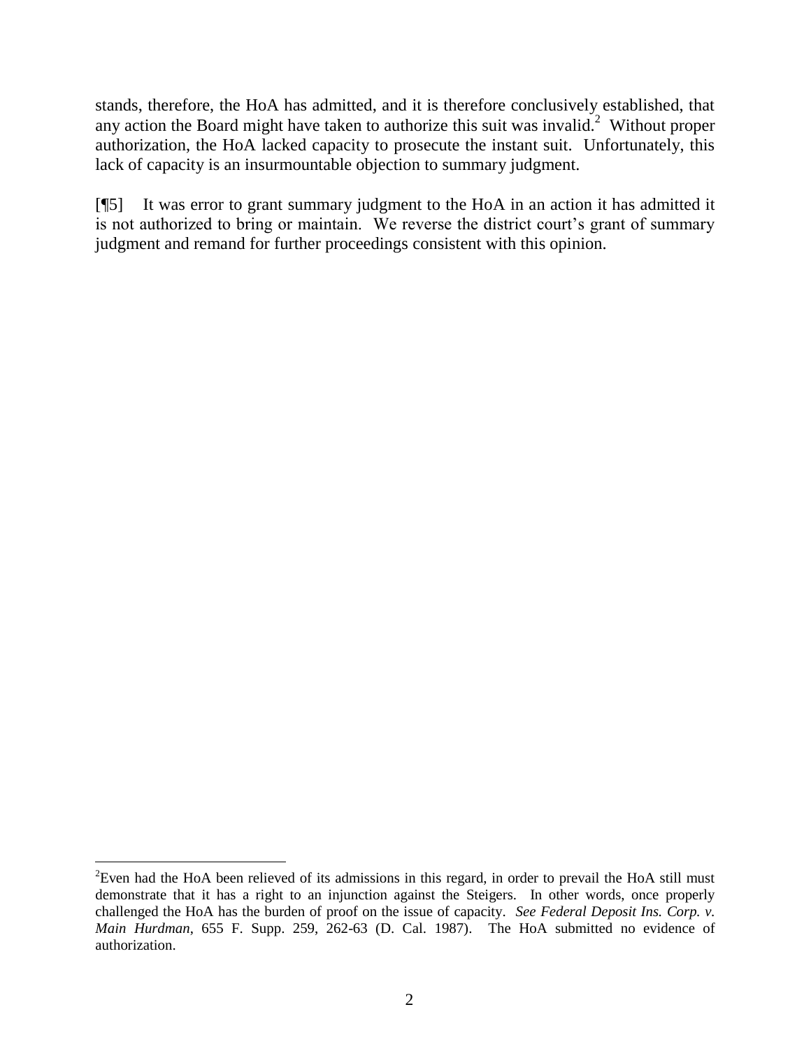stands, therefore, the HoA has admitted, and it is therefore conclusively established, that any action the Board might have taken to authorize this suit was invalid.[2] Without proper authorization, the HoA lacked capacity to prosecute the instant suit. Unfortunately, this lack of capacity is an insurmountable objection to summary judgment.

[¶5] It was error to grant summary judgment to the HoA in an action it has admitted it is not authorized to bring or maintain. We reverse the district court's grant of summary judgment and remand for further proceedings consistent with this opinion.

---

[2]Even had the HoA been relieved of its admissions in this regard, in order to prevail the HoA still must demonstrate that it has a right to an injunction against the Steigers. In other words, once properly challenged the HoA has the burden of proof on the issue of capacity. *See Federal Deposit Ins. Corp. v. Main Hurdman*, 655 F. Supp. 259, 262-63 (D. Cal. 1987). The HoA submitted no evidence of authorization.